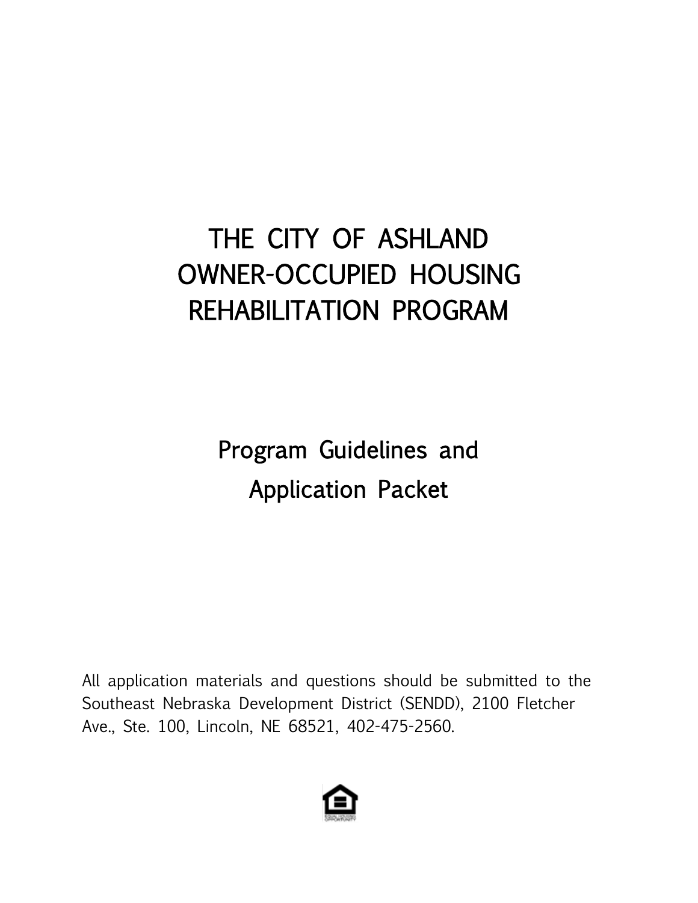# THE CITY OF ASHLAND OWNER-OCCUPIED HOUSING REHABILITATION PROGRAM

## Program Guidelines and Application Packet

All application materials and questions should be submitted to the Southeast Nebraska Development District (SENDD), 2100 Fletcher Ave., Ste. 100, Lincoln, NE 68521, 402-475-2560.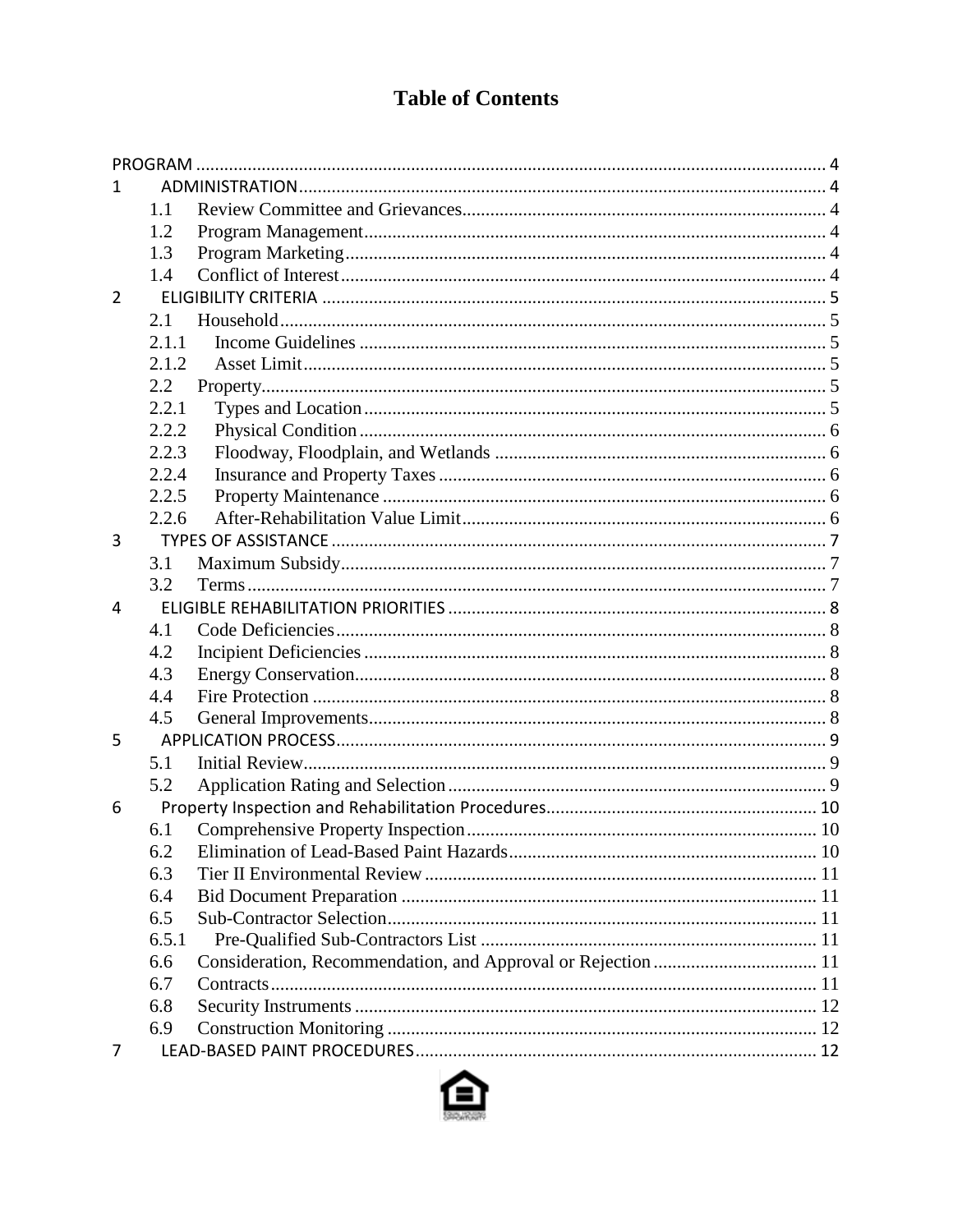# Table of Contents

PROGRAM ..... 4

1 ADMINISTRATION ..... 4

- 1.1 Review Committee and Grievances ..... 4
- 1.2 Program Management ..... 4
- 1.3 Program Marketing ..... 4
- 1.4 Conflict of Interest ..... 4

2 ELIGIBILITY CRITERIA ..... 5

- 2.1 Household ..... 5
- 2.1.1 Income Guidelines ..... 5
- 2.1.2 Asset Limit ..... 5
- 2.2 Property ..... 5
- 2.2.1 Types and Location ..... 5
- 2.2.2 Physical Condition ..... 6
- 2.2.3 Floodway, Floodplain, and Wetlands ..... 6
- 2.2.4 Insurance and Property Taxes ..... 6
- 2.2.5 Property Maintenance ..... 6
- 2.2.6 After-Rehabilitation Value Limit ..... 6

3 TYPES OF ASSISTANCE ..... 7

- 3.1 Maximum Subsidy ..... 7
- 3.2 Terms ..... 7

4 ELIGIBLE REHABILITATION PRIORITIES ..... 8

- 4.1 Code Deficiencies ..... 8
- 4.2 Incipient Deficiencies ..... 8
- 4.3 Energy Conservation ..... 8
- 4.4 Fire Protection ..... 8
- 4.5 General Improvements ..... 8

5 APPLICATION PROCESS ..... 9

- 5.1 Initial Review ..... 9
- 5.2 Application Rating and Selection ..... 9

6 Property Inspection and Rehabilitation Procedures ..... 10

- 6.1 Comprehensive Property Inspection ..... 10
- 6.2 Elimination of Lead-Based Paint Hazards ..... 10
- 6.3 Tier II Environmental Review ..... 11
- 6.4 Bid Document Preparation ..... 11
- 6.5 Sub-Contractor Selection ..... 11
- 6.5.1 Pre-Qualified Sub-Contractors List ..... 11
- 6.6 Consideration, Recommendation, and Approval or Rejection ..... 11
- 6.7 Contracts ..... 11
- 6.8 Security Instruments ..... 12
- 6.9 Construction Monitoring ..... 12

7 LEAD-BASED PAINT PROCEDURES ..... 12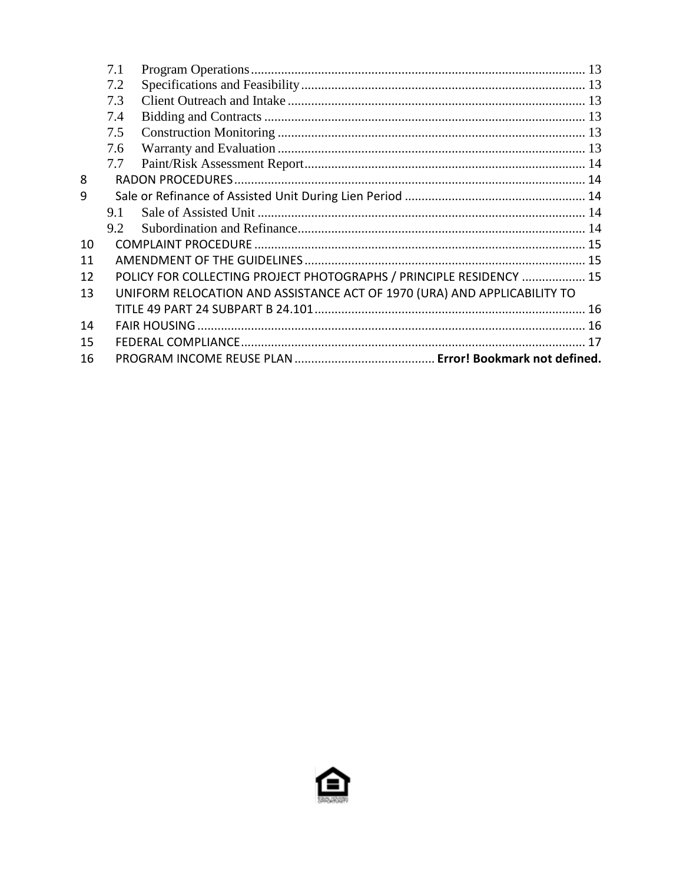7.1 Program Operations ... 13
7.2 Specifications and Feasibility ... 13
7.3 Client Outreach and Intake ... 13
7.4 Bidding and Contracts ... 13
7.5 Construction Monitoring ... 13
7.6 Warranty and Evaluation ... 13
7.7 Paint/Risk Assessment Report ... 14
8 RADON PROCEDURES ... 14
9 Sale or Refinance of Assisted Unit During Lien Period ... 14
9.1 Sale of Assisted Unit ... 14
9.2 Subordination and Refinance ... 14
10 COMPLAINT PROCEDURE ... 15
11 AMENDMENT OF THE GUIDELINES ... 15
12 POLICY FOR COLLECTING PROJECT PHOTOGRAPHS / PRINCIPLE RESIDENCY ... 15
13 UNIFORM RELOCATION AND ASSISTANCE ACT OF 1970 (URA) AND APPLICABILITY TO TITLE 49 PART 24 SUBPART B 24.101 ... 16
14 FAIR HOUSING ... 16
15 FEDERAL COMPLIANCE ... 17
16 PROGRAM INCOME REUSE PLAN ... **Error! Bookmark not defined.**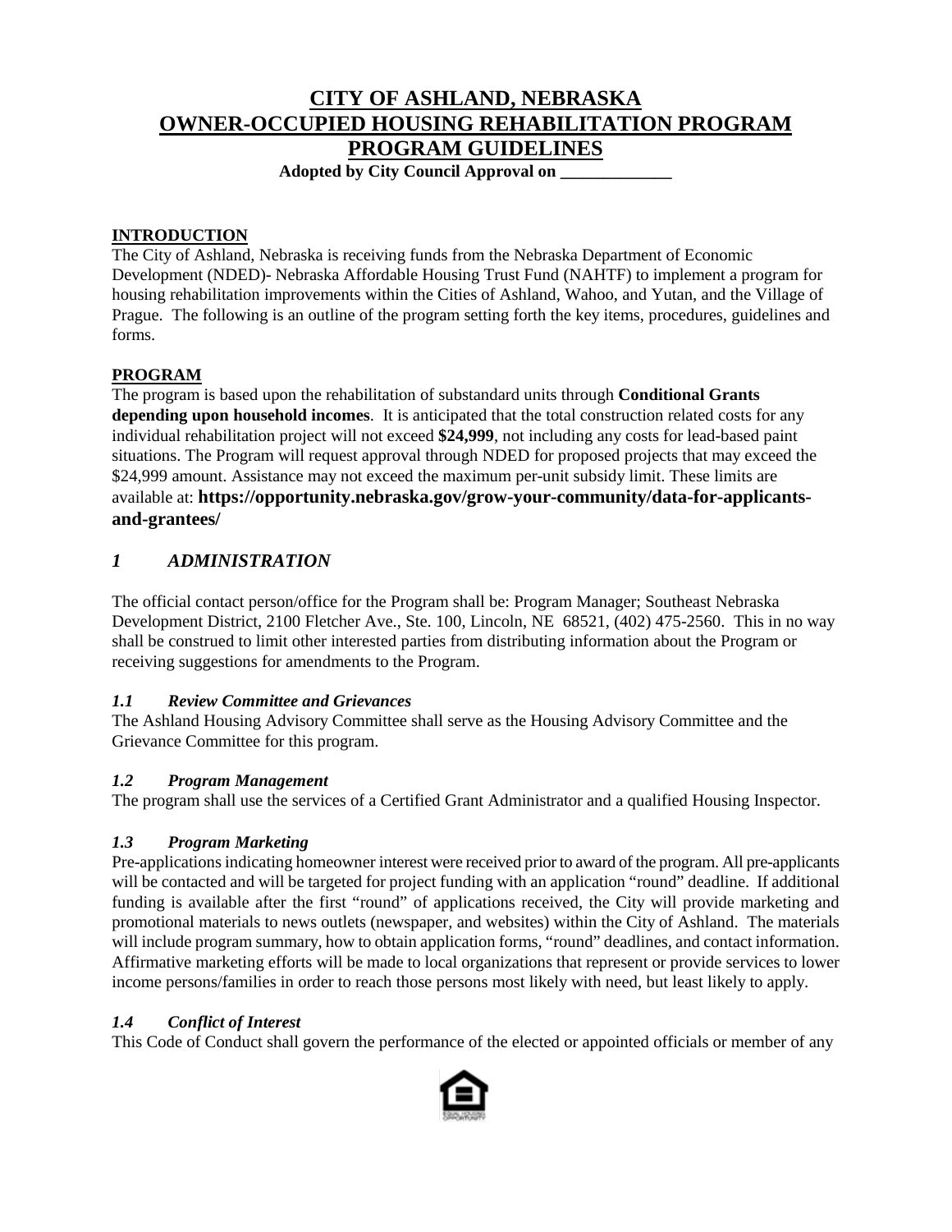# CITY OF ASHLAND, NEBRASKA
# OWNER-OCCUPIED HOUSING REHABILITATION PROGRAM
# PROGRAM GUIDELINES

**Adopted by City Council Approval on _____________**

## INTRODUCTION

The City of Ashland, Nebraska is receiving funds from the Nebraska Department of Economic Development (NDED)- Nebraska Affordable Housing Trust Fund (NAHTF) to implement a program for housing rehabilitation improvements within the Cities of Ashland, Wahoo, and Yutan, and the Village of Prague. The following is an outline of the program setting forth the key items, procedures, guidelines and forms.

## PROGRAM

The program is based upon the rehabilitation of substandard units through **Conditional Grants depending upon household incomes**. It is anticipated that the total construction related costs for any individual rehabilitation project will not exceed **$24,999**, not including any costs for lead-based paint situations. The Program will request approval through NDED for proposed projects that may exceed the $24,999 amount. Assistance may not exceed the maximum per-unit subsidy limit. These limits are available at: **https://opportunity.nebraska.gov/grow-your-community/data-for-applicants-and-grantees/**

## *1 ADMINISTRATION*

The official contact person/office for the Program shall be: Program Manager; Southeast Nebraska Development District, 2100 Fletcher Ave., Ste. 100, Lincoln, NE 68521, (402) 475-2560. This in no way shall be construed to limit other interested parties from distributing information about the Program or receiving suggestions for amendments to the Program.

### *1.1 Review Committee and Grievances*

The Ashland Housing Advisory Committee shall serve as the Housing Advisory Committee and the Grievance Committee for this program.

### *1.2 Program Management*

The program shall use the services of a Certified Grant Administrator and a qualified Housing Inspector.

### *1.3 Program Marketing*

Pre-applications indicating homeowner interest were received prior to award of the program. All pre-applicants will be contacted and will be targeted for project funding with an application "round" deadline. If additional funding is available after the first "round" of applications received, the City will provide marketing and promotional materials to news outlets (newspaper, and websites) within the City of Ashland. The materials will include program summary, how to obtain application forms, "round" deadlines, and contact information. Affirmative marketing efforts will be made to local organizations that represent or provide services to lower income persons/families in order to reach those persons most likely with need, but least likely to apply.

### *1.4 Conflict of Interest*

This Code of Conduct shall govern the performance of the elected or appointed officials or member of any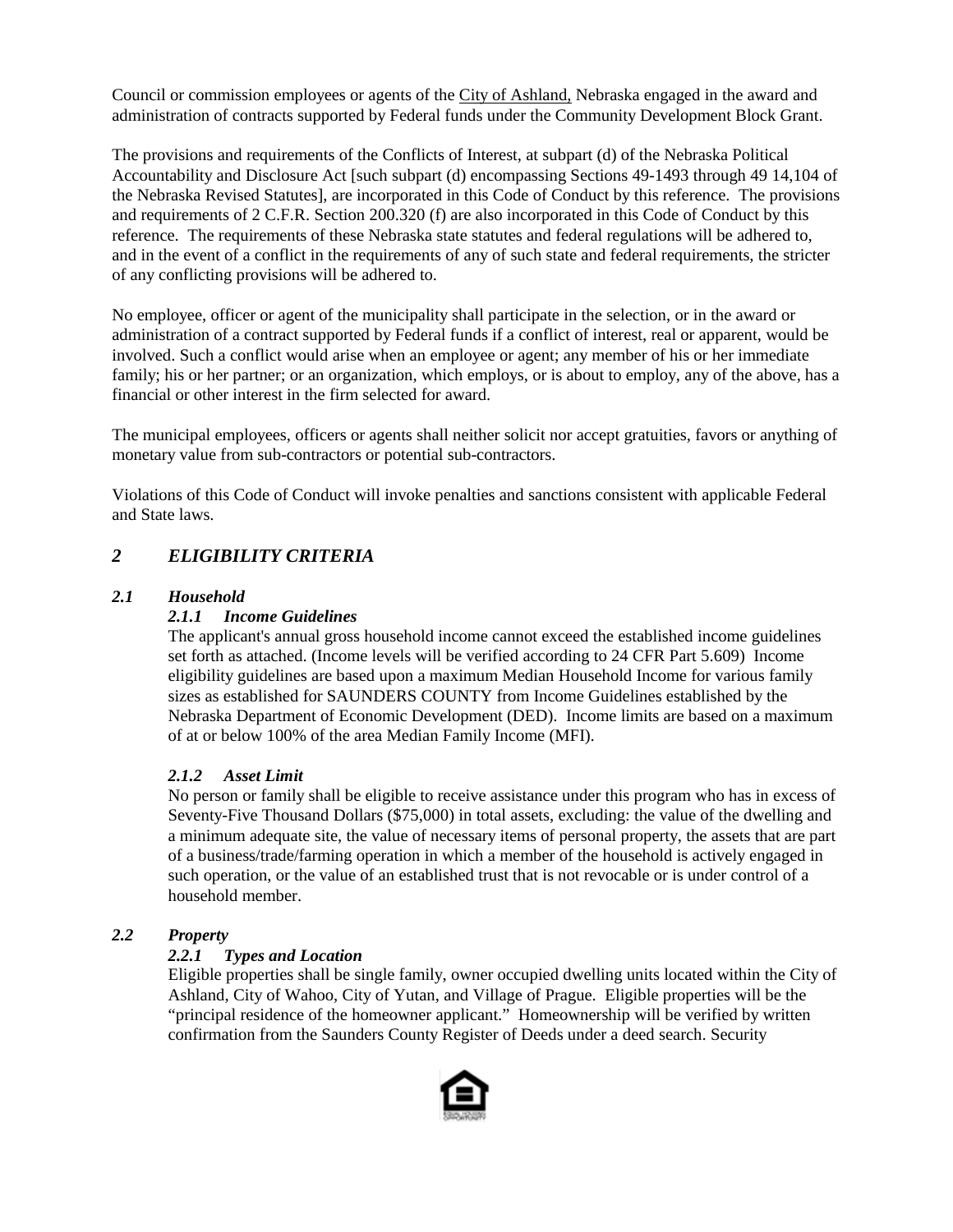Council or commission employees or agents of the City of Ashland, Nebraska engaged in the award and administration of contracts supported by Federal funds under the Community Development Block Grant.

The provisions and requirements of the Conflicts of Interest, at subpart (d) of the Nebraska Political Accountability and Disclosure Act [such subpart (d) encompassing Sections 49-1493 through 49 14,104 of the Nebraska Revised Statutes], are incorporated in this Code of Conduct by this reference. The provisions and requirements of 2 C.F.R. Section 200.320 (f) are also incorporated in this Code of Conduct by this reference. The requirements of these Nebraska state statutes and federal regulations will be adhered to, and in the event of a conflict in the requirements of any of such state and federal requirements, the stricter of any conflicting provisions will be adhered to.

No employee, officer or agent of the municipality shall participate in the selection, or in the award or administration of a contract supported by Federal funds if a conflict of interest, real or apparent, would be involved. Such a conflict would arise when an employee or agent; any member of his or her immediate family; his or her partner; or an organization, which employs, or is about to employ, any of the above, has a financial or other interest in the firm selected for award.

The municipal employees, officers or agents shall neither solicit nor accept gratuities, favors or anything of monetary value from sub-contractors or potential sub-contractors.

Violations of this Code of Conduct will invoke penalties and sanctions consistent with applicable Federal and State laws.

## *2 ELIGIBILITY CRITERIA*

### *2.1 Household*

#### *2.1.1 Income Guidelines*

The applicant's annual gross household income cannot exceed the established income guidelines set forth as attached. (Income levels will be verified according to 24 CFR Part 5.609) Income eligibility guidelines are based upon a maximum Median Household Income for various family sizes as established for SAUNDERS COUNTY from Income Guidelines established by the Nebraska Department of Economic Development (DED). Income limits are based on a maximum of at or below 100% of the area Median Family Income (MFI).

#### *2.1.2 Asset Limit*

No person or family shall be eligible to receive assistance under this program who has in excess of Seventy-Five Thousand Dollars ($75,000) in total assets, excluding: the value of the dwelling and a minimum adequate site, the value of necessary items of personal property, the assets that are part of a business/trade/farming operation in which a member of the household is actively engaged in such operation, or the value of an established trust that is not revocable or is under control of a household member.

### *2.2 Property*

#### *2.2.1 Types and Location*

Eligible properties shall be single family, owner occupied dwelling units located within the City of Ashland, City of Wahoo, City of Yutan, and Village of Prague. Eligible properties will be the "principal residence of the homeowner applicant." Homeownership will be verified by written confirmation from the Saunders County Register of Deeds under a deed search. Security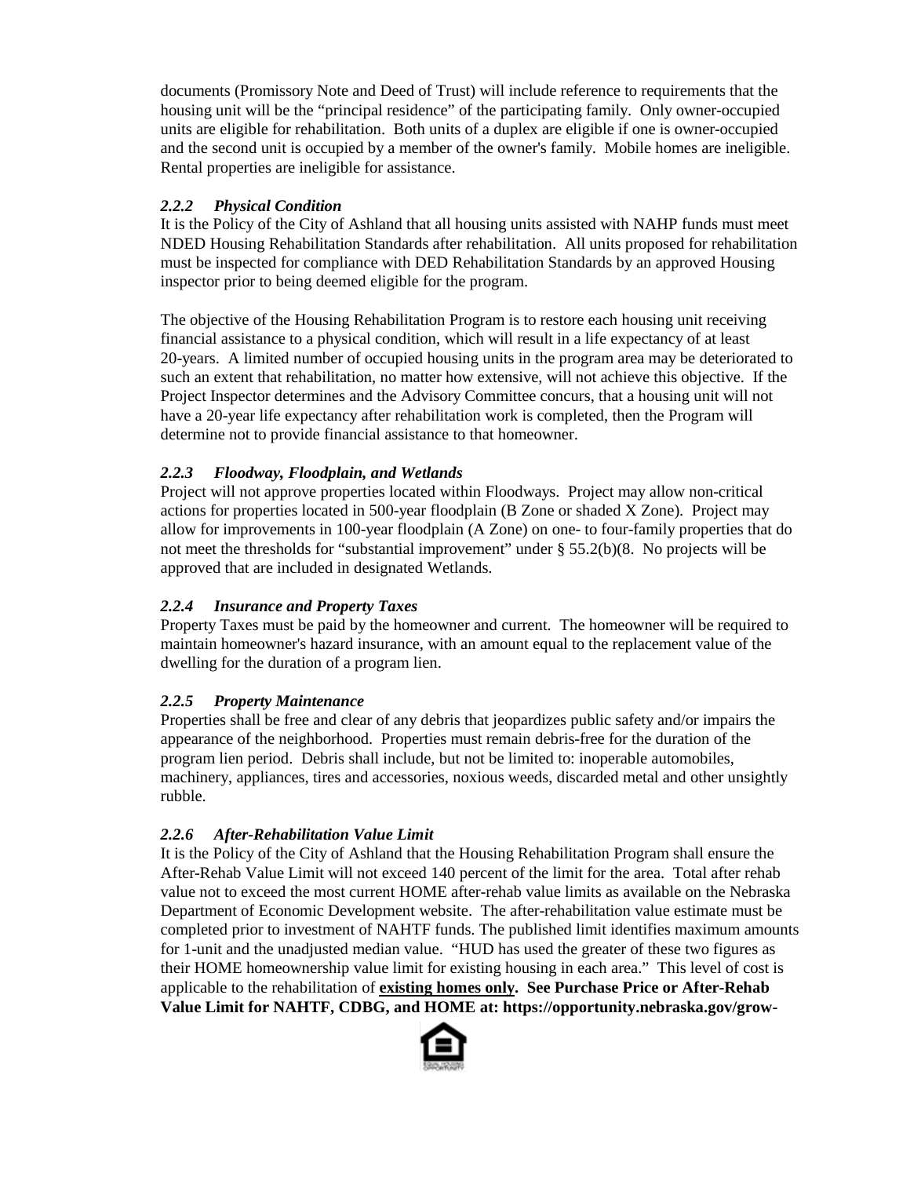documents (Promissory Note and Deed of Trust) will include reference to requirements that the housing unit will be the "principal residence" of the participating family. Only owner-occupied units are eligible for rehabilitation. Both units of a duplex are eligible if one is owner-occupied and the second unit is occupied by a member of the owner's family. Mobile homes are ineligible. Rental properties are ineligible for assistance.

### *2.2.2 Physical Condition*

It is the Policy of the City of Ashland that all housing units assisted with NAHP funds must meet NDED Housing Rehabilitation Standards after rehabilitation. All units proposed for rehabilitation must be inspected for compliance with DED Rehabilitation Standards by an approved Housing inspector prior to being deemed eligible for the program.

The objective of the Housing Rehabilitation Program is to restore each housing unit receiving financial assistance to a physical condition, which will result in a life expectancy of at least 20-years. A limited number of occupied housing units in the program area may be deteriorated to such an extent that rehabilitation, no matter how extensive, will not achieve this objective. If the Project Inspector determines and the Advisory Committee concurs, that a housing unit will not have a 20-year life expectancy after rehabilitation work is completed, then the Program will determine not to provide financial assistance to that homeowner.

### *2.2.3 Floodway, Floodplain, and Wetlands*

Project will not approve properties located within Floodways. Project may allow non-critical actions for properties located in 500-year floodplain (B Zone or shaded X Zone). Project may allow for improvements in 100-year floodplain (A Zone) on one- to four-family properties that do not meet the thresholds for "substantial improvement" under § 55.2(b)(8. No projects will be approved that are included in designated Wetlands.

### *2.2.4 Insurance and Property Taxes*

Property Taxes must be paid by the homeowner and current. The homeowner will be required to maintain homeowner's hazard insurance, with an amount equal to the replacement value of the dwelling for the duration of a program lien.

### *2.2.5 Property Maintenance*

Properties shall be free and clear of any debris that jeopardizes public safety and/or impairs the appearance of the neighborhood. Properties must remain debris-free for the duration of the program lien period. Debris shall include, but not be limited to: inoperable automobiles, machinery, appliances, tires and accessories, noxious weeds, discarded metal and other unsightly rubble.

### *2.2.6 After-Rehabilitation Value Limit*

It is the Policy of the City of Ashland that the Housing Rehabilitation Program shall ensure the After-Rehab Value Limit will not exceed 140 percent of the limit for the area. Total after rehab value not to exceed the most current HOME after-rehab value limits as available on the Nebraska Department of Economic Development website. The after-rehabilitation value estimate must be completed prior to investment of NAHTF funds. The published limit identifies maximum amounts for 1-unit and the unadjusted median value. "HUD has used the greater of these two figures as their HOME homeownership value limit for existing housing in each area." This level of cost is applicable to the rehabilitation of **<u>existing homes only</u>. See Purchase Price or After-Rehab Value Limit for NAHTF, CDBG, and HOME at: https://opportunity.nebraska.gov/grow-**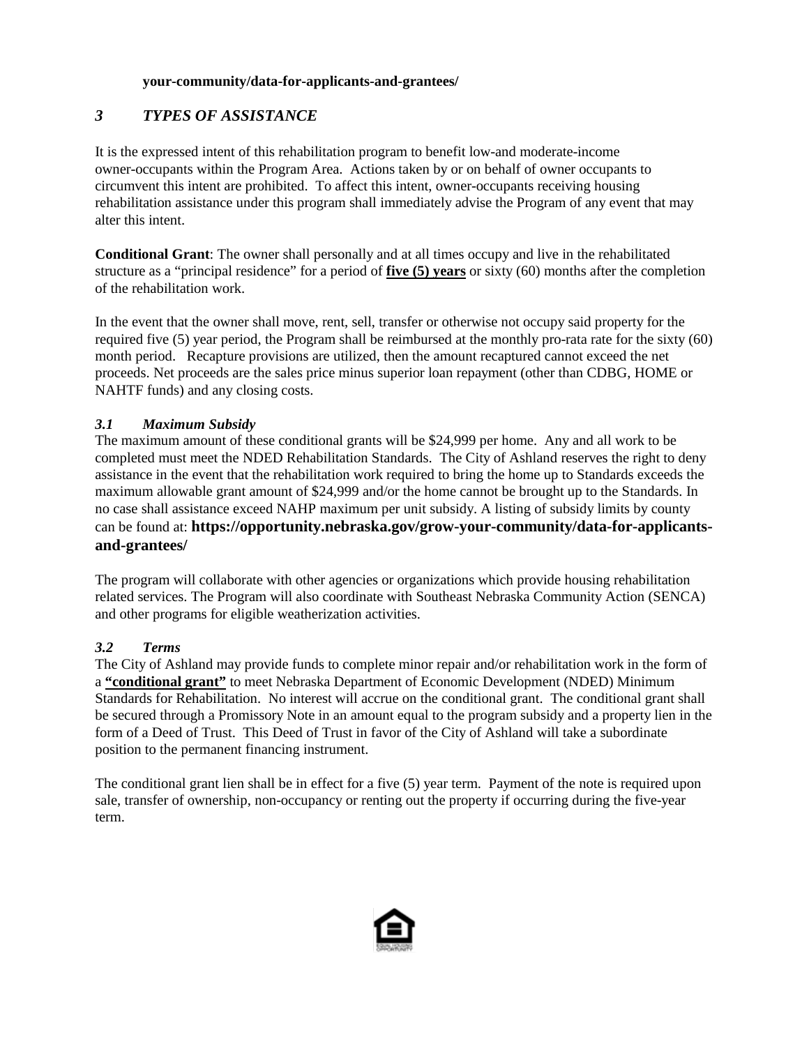**your-community/data-for-applicants-and-grantees/**

## *3 TYPES OF ASSISTANCE*

It is the expressed intent of this rehabilitation program to benefit low-and moderate-income owner-occupants within the Program Area. Actions taken by or on behalf of owner occupants to circumvent this intent are prohibited. To affect this intent, owner-occupants receiving housing rehabilitation assistance under this program shall immediately advise the Program of any event that may alter this intent.

**Conditional Grant**: The owner shall personally and at all times occupy and live in the rehabilitated structure as a "principal residence" for a period of **five (5) years** or sixty (60) months after the completion of the rehabilitation work.

In the event that the owner shall move, rent, sell, transfer or otherwise not occupy said property for the required five (5) year period, the Program shall be reimbursed at the monthly pro-rata rate for the sixty (60) month period. Recapture provisions are utilized, then the amount recaptured cannot exceed the net proceeds. Net proceeds are the sales price minus superior loan repayment (other than CDBG, HOME or NAHTF funds) and any closing costs.

### *3.1 Maximum Subsidy*

The maximum amount of these conditional grants will be $24,999 per home. Any and all work to be completed must meet the NDED Rehabilitation Standards. The City of Ashland reserves the right to deny assistance in the event that the rehabilitation work required to bring the home up to Standards exceeds the maximum allowable grant amount of $24,999 and/or the home cannot be brought up to the Standards. In no case shall assistance exceed NAHP maximum per unit subsidy. A listing of subsidy limits by county can be found at: **https://opportunity.nebraska.gov/grow-your-community/data-for-applicants-and-grantees/**

The program will collaborate with other agencies or organizations which provide housing rehabilitation related services. The Program will also coordinate with Southeast Nebraska Community Action (SENCA) and other programs for eligible weatherization activities.

### *3.2 Terms*

The City of Ashland may provide funds to complete minor repair and/or rehabilitation work in the form of a **"conditional grant"** to meet Nebraska Department of Economic Development (NDED) Minimum Standards for Rehabilitation. No interest will accrue on the conditional grant. The conditional grant shall be secured through a Promissory Note in an amount equal to the program subsidy and a property lien in the form of a Deed of Trust. This Deed of Trust in favor of the City of Ashland will take a subordinate position to the permanent financing instrument.

The conditional grant lien shall be in effect for a five (5) year term. Payment of the note is required upon sale, transfer of ownership, non-occupancy or renting out the property if occurring during the five-year term.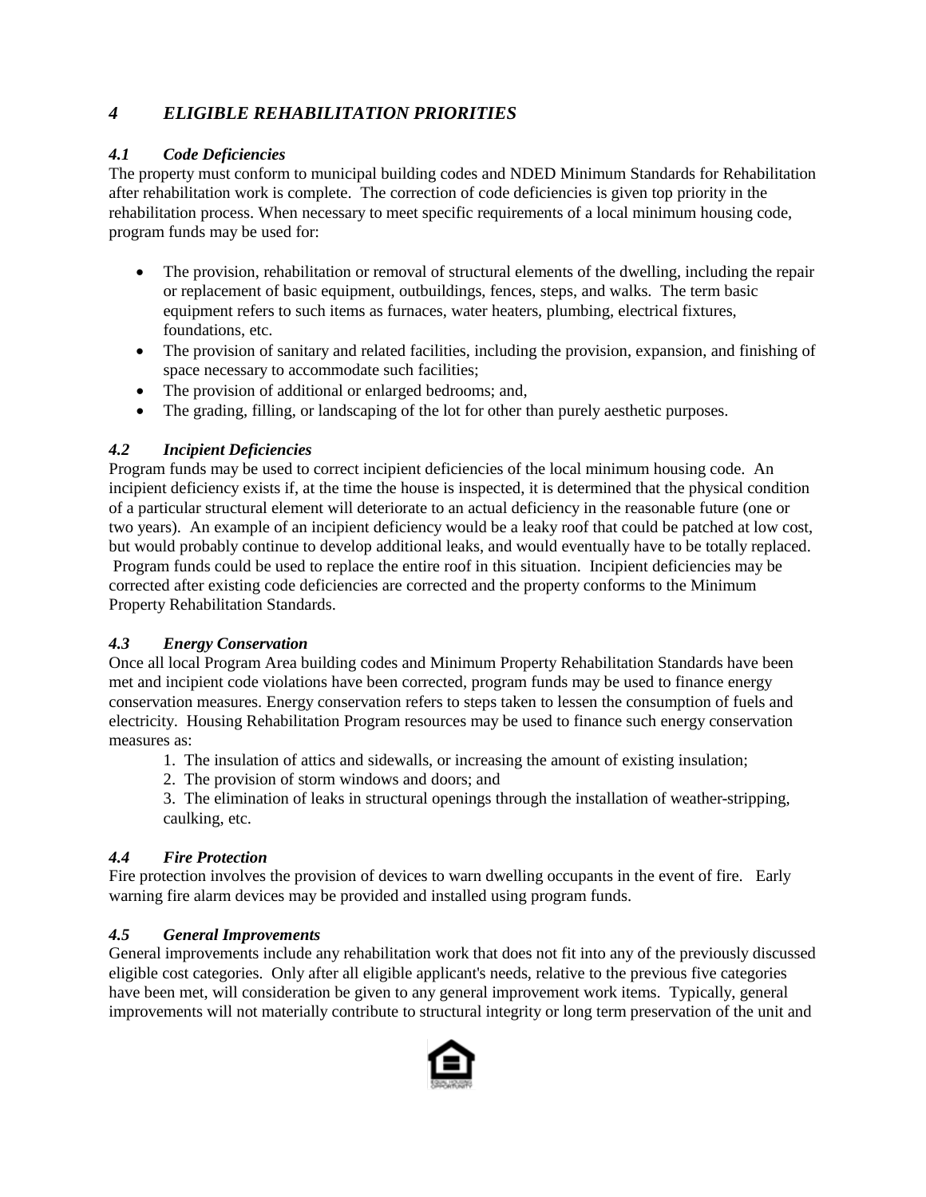## *4 ELIGIBLE REHABILITATION PRIORITIES*

### *4.1 Code Deficiencies*

The property must conform to municipal building codes and NDED Minimum Standards for Rehabilitation after rehabilitation work is complete. The correction of code deficiencies is given top priority in the rehabilitation process. When necessary to meet specific requirements of a local minimum housing code, program funds may be used for:

- The provision, rehabilitation or removal of structural elements of the dwelling, including the repair or replacement of basic equipment, outbuildings, fences, steps, and walks. The term basic equipment refers to such items as furnaces, water heaters, plumbing, electrical fixtures, foundations, etc.
- The provision of sanitary and related facilities, including the provision, expansion, and finishing of space necessary to accommodate such facilities;
- The provision of additional or enlarged bedrooms; and,
- The grading, filling, or landscaping of the lot for other than purely aesthetic purposes.

### *4.2 Incipient Deficiencies*

Program funds may be used to correct incipient deficiencies of the local minimum housing code. An incipient deficiency exists if, at the time the house is inspected, it is determined that the physical condition of a particular structural element will deteriorate to an actual deficiency in the reasonable future (one or two years). An example of an incipient deficiency would be a leaky roof that could be patched at low cost, but would probably continue to develop additional leaks, and would eventually have to be totally replaced. Program funds could be used to replace the entire roof in this situation. Incipient deficiencies may be corrected after existing code deficiencies are corrected and the property conforms to the Minimum Property Rehabilitation Standards.

### *4.3 Energy Conservation*

Once all local Program Area building codes and Minimum Property Rehabilitation Standards have been met and incipient code violations have been corrected, program funds may be used to finance energy conservation measures. Energy conservation refers to steps taken to lessen the consumption of fuels and electricity. Housing Rehabilitation Program resources may be used to finance such energy conservation measures as:

1. The insulation of attics and sidewalls, or increasing the amount of existing insulation;
2. The provision of storm windows and doors; and
3. The elimination of leaks in structural openings through the installation of weather-stripping, caulking, etc.

### *4.4 Fire Protection*

Fire protection involves the provision of devices to warn dwelling occupants in the event of fire. Early warning fire alarm devices may be provided and installed using program funds.

### *4.5 General Improvements*

General improvements include any rehabilitation work that does not fit into any of the previously discussed eligible cost categories. Only after all eligible applicant's needs, relative to the previous five categories have been met, will consideration be given to any general improvement work items. Typically, general improvements will not materially contribute to structural integrity or long term preservation of the unit and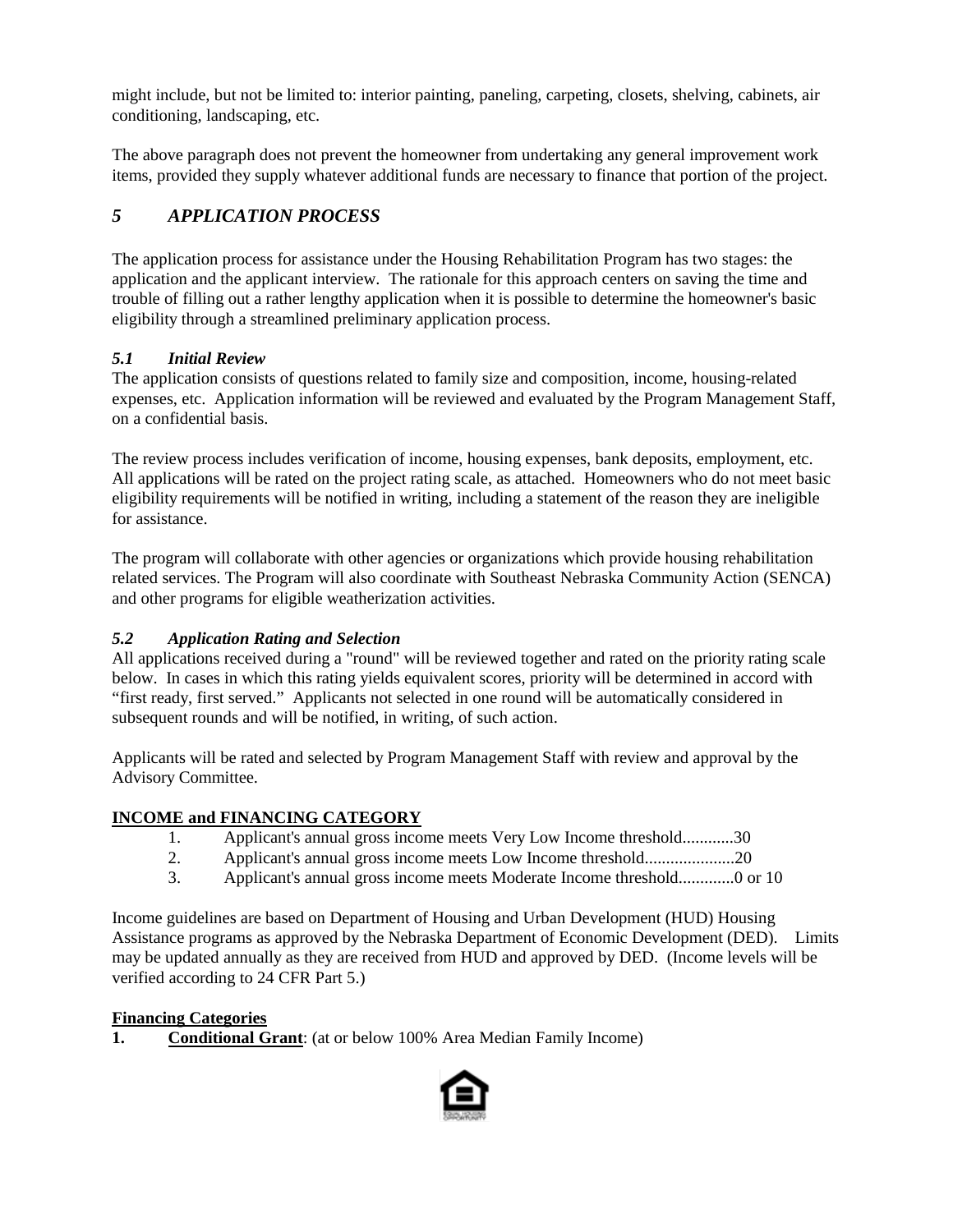might include, but not be limited to: interior painting, paneling, carpeting, closets, shelving, cabinets, air conditioning, landscaping, etc.

The above paragraph does not prevent the homeowner from undertaking any general improvement work items, provided they supply whatever additional funds are necessary to finance that portion of the project.

## *5 APPLICATION PROCESS*

The application process for assistance under the Housing Rehabilitation Program has two stages: the application and the applicant interview. The rationale for this approach centers on saving the time and trouble of filling out a rather lengthy application when it is possible to determine the homeowner's basic eligibility through a streamlined preliminary application process.

### *5.1 Initial Review*

The application consists of questions related to family size and composition, income, housing-related expenses, etc. Application information will be reviewed and evaluated by the Program Management Staff, on a confidential basis.

The review process includes verification of income, housing expenses, bank deposits, employment, etc. All applications will be rated on the project rating scale, as attached. Homeowners who do not meet basic eligibility requirements will be notified in writing, including a statement of the reason they are ineligible for assistance.

The program will collaborate with other agencies or organizations which provide housing rehabilitation related services. The Program will also coordinate with Southeast Nebraska Community Action (SENCA) and other programs for eligible weatherization activities.

### *5.2 Application Rating and Selection*

All applications received during a "round" will be reviewed together and rated on the priority rating scale below. In cases in which this rating yields equivalent scores, priority will be determined in accord with "first ready, first served." Applicants not selected in one round will be automatically considered in subsequent rounds and will be notified, in writing, of such action.

Applicants will be rated and selected by Program Management Staff with review and approval by the Advisory Committee.

**INCOME and FINANCING CATEGORY**

1. Applicant's annual gross income meets Very Low Income threshold............30
2. Applicant's annual gross income meets Low Income threshold.....................20
3. Applicant's annual gross income meets Moderate Income threshold.............0 or 10

Income guidelines are based on Department of Housing and Urban Development (HUD) Housing Assistance programs as approved by the Nebraska Department of Economic Development (DED). Limits may be updated annually as they are received from HUD and approved by DED. (Income levels will be verified according to 24 CFR Part 5.)

**Financing Categories**

**1. Conditional Grant**: (at or below 100% Area Median Family Income)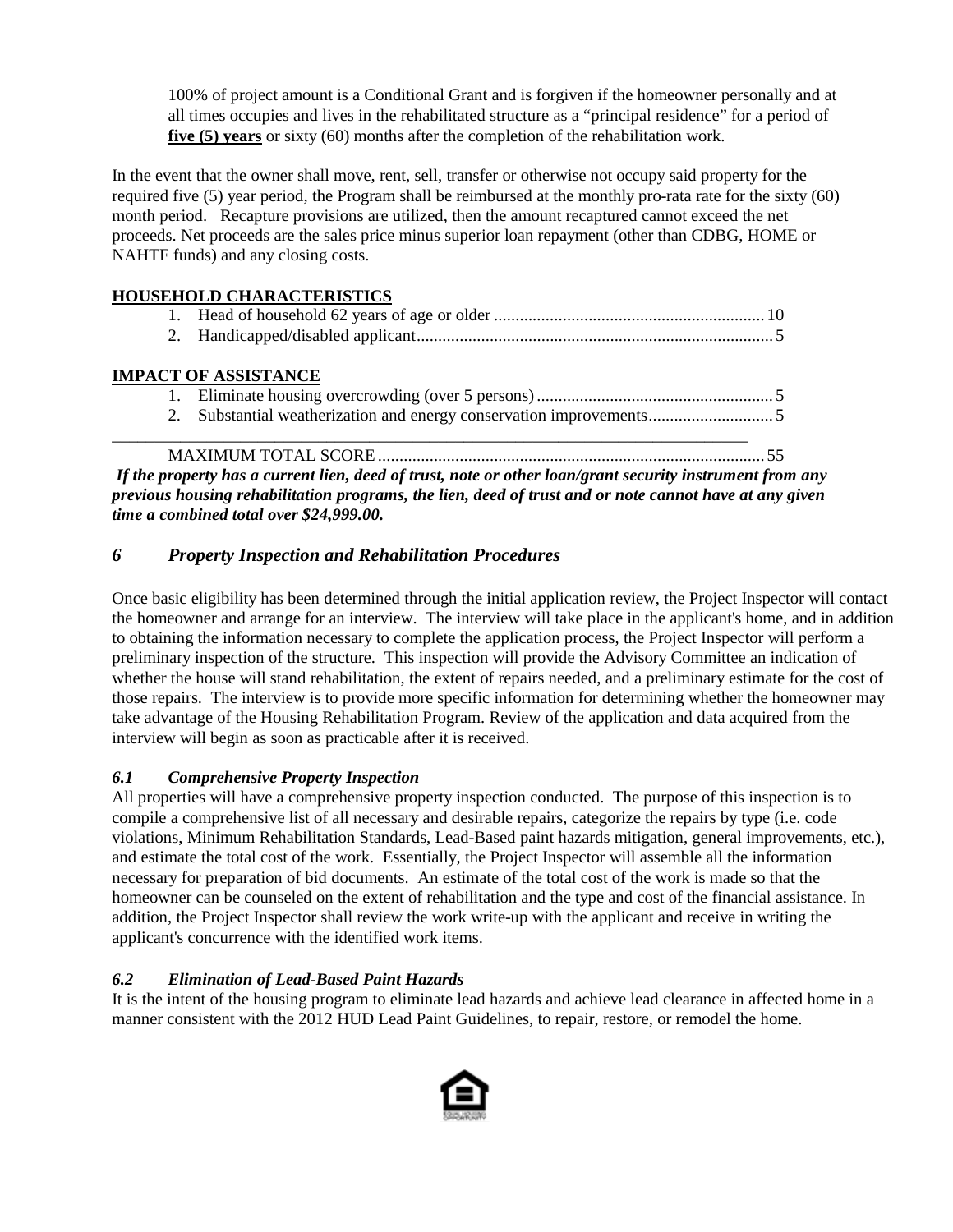100% of project amount is a Conditional Grant and is forgiven if the homeowner personally and at all times occupies and lives in the rehabilitated structure as a "principal residence" for a period of **five (5) years** or sixty (60) months after the completion of the rehabilitation work.

In the event that the owner shall move, rent, sell, transfer or otherwise not occupy said property for the required five (5) year period, the Program shall be reimbursed at the monthly pro-rata rate for the sixty (60) month period. Recapture provisions are utilized, then the amount recaptured cannot exceed the net proceeds. Net proceeds are the sales price minus superior loan repayment (other than CDBG, HOME or NAHTF funds) and any closing costs.

**HOUSEHOLD CHARACTERISTICS**

1. Head of household 62 years of age or older .............................................................. 10
2. Handicapped/disabled applicant.................................................................................. 5

**IMPACT OF ASSISTANCE**

1. Eliminate housing overcrowding (over 5 persons) ....................................................... 5
2. Substantial weatherization and energy conservation improvements............................ 5

---

MAXIMUM TOTAL SCORE ......................................................................................... 55

***If the property has a current lien, deed of trust, note or other loan/grant security instrument from any previous housing rehabilitation programs, the lien, deed of trust and or note cannot have at any given time a combined total over $24,999.00.***

## *6 Property Inspection and Rehabilitation Procedures*

Once basic eligibility has been determined through the initial application review, the Project Inspector will contact the homeowner and arrange for an interview. The interview will take place in the applicant's home, and in addition to obtaining the information necessary to complete the application process, the Project Inspector will perform a preliminary inspection of the structure. This inspection will provide the Advisory Committee an indication of whether the house will stand rehabilitation, the extent of repairs needed, and a preliminary estimate for the cost of those repairs. The interview is to provide more specific information for determining whether the homeowner may take advantage of the Housing Rehabilitation Program. Review of the application and data acquired from the interview will begin as soon as practicable after it is received.

### *6.1 Comprehensive Property Inspection*

All properties will have a comprehensive property inspection conducted. The purpose of this inspection is to compile a comprehensive list of all necessary and desirable repairs, categorize the repairs by type (i.e. code violations, Minimum Rehabilitation Standards, Lead-Based paint hazards mitigation, general improvements, etc.), and estimate the total cost of the work. Essentially, the Project Inspector will assemble all the information necessary for preparation of bid documents. An estimate of the total cost of the work is made so that the homeowner can be counseled on the extent of rehabilitation and the type and cost of the financial assistance. In addition, the Project Inspector shall review the work write-up with the applicant and receive in writing the applicant's concurrence with the identified work items.

### *6.2 Elimination of Lead-Based Paint Hazards*

It is the intent of the housing program to eliminate lead hazards and achieve lead clearance in affected home in a manner consistent with the 2012 HUD Lead Paint Guidelines, to repair, restore, or remodel the home.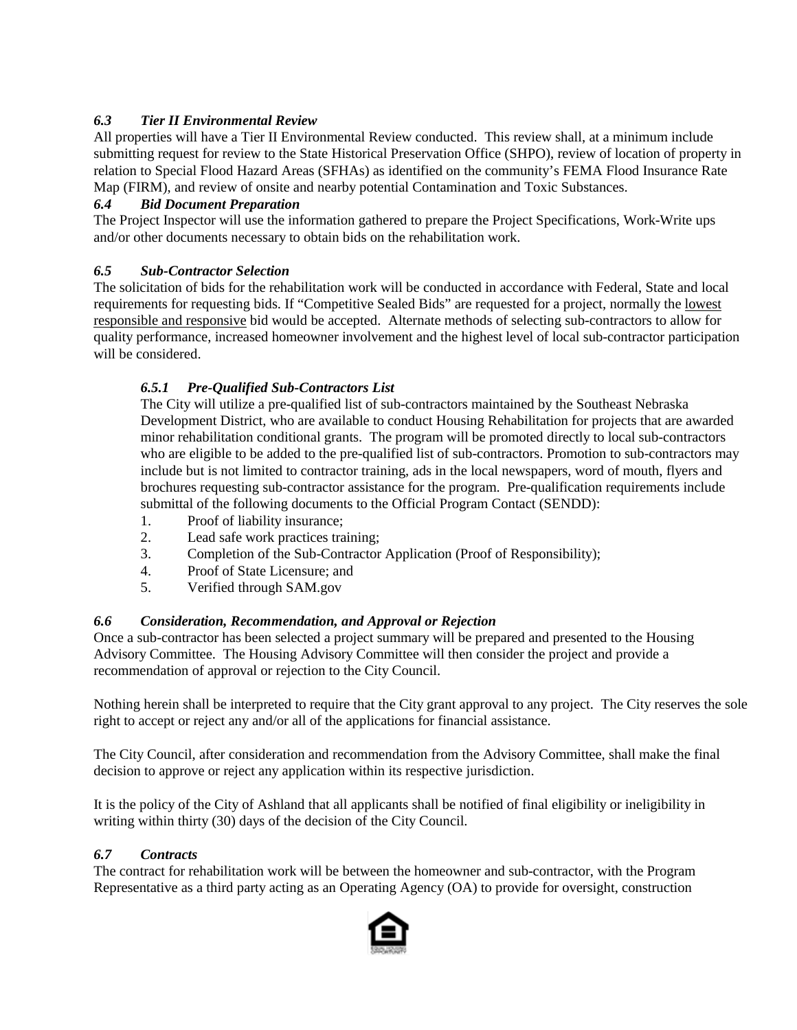### *6.3 Tier II Environmental Review*

All properties will have a Tier II Environmental Review conducted. This review shall, at a minimum include submitting request for review to the State Historical Preservation Office (SHPO), review of location of property in relation to Special Flood Hazard Areas (SFHAs) as identified on the community's FEMA Flood Insurance Rate Map (FIRM), and review of onsite and nearby potential Contamination and Toxic Substances.

### *6.4 Bid Document Preparation*

The Project Inspector will use the information gathered to prepare the Project Specifications, Work-Write ups and/or other documents necessary to obtain bids on the rehabilitation work.

### *6.5 Sub-Contractor Selection*

The solicitation of bids for the rehabilitation work will be conducted in accordance with Federal, State and local requirements for requesting bids. If "Competitive Sealed Bids" are requested for a project, normally the lowest responsible and responsive bid would be accepted. Alternate methods of selecting sub-contractors to allow for quality performance, increased homeowner involvement and the highest level of local sub-contractor participation will be considered.

#### *6.5.1 Pre-Qualified Sub-Contractors List*

The City will utilize a pre-qualified list of sub-contractors maintained by the Southeast Nebraska Development District, who are available to conduct Housing Rehabilitation for projects that are awarded minor rehabilitation conditional grants. The program will be promoted directly to local sub-contractors who are eligible to be added to the pre-qualified list of sub-contractors. Promotion to sub-contractors may include but is not limited to contractor training, ads in the local newspapers, word of mouth, flyers and brochures requesting sub-contractor assistance for the program. Pre-qualification requirements include submittal of the following documents to the Official Program Contact (SENDD):

1. Proof of liability insurance;
2. Lead safe work practices training;
3. Completion of the Sub-Contractor Application (Proof of Responsibility);
4. Proof of State Licensure; and
5. Verified through SAM.gov

### *6.6 Consideration, Recommendation, and Approval or Rejection*

Once a sub-contractor has been selected a project summary will be prepared and presented to the Housing Advisory Committee. The Housing Advisory Committee will then consider the project and provide a recommendation of approval or rejection to the City Council.

Nothing herein shall be interpreted to require that the City grant approval to any project. The City reserves the sole right to accept or reject any and/or all of the applications for financial assistance.

The City Council, after consideration and recommendation from the Advisory Committee, shall make the final decision to approve or reject any application within its respective jurisdiction.

It is the policy of the City of Ashland that all applicants shall be notified of final eligibility or ineligibility in writing within thirty (30) days of the decision of the City Council.

### *6.7 Contracts*

The contract for rehabilitation work will be between the homeowner and sub-contractor, with the Program Representative as a third party acting as an Operating Agency (OA) to provide for oversight, construction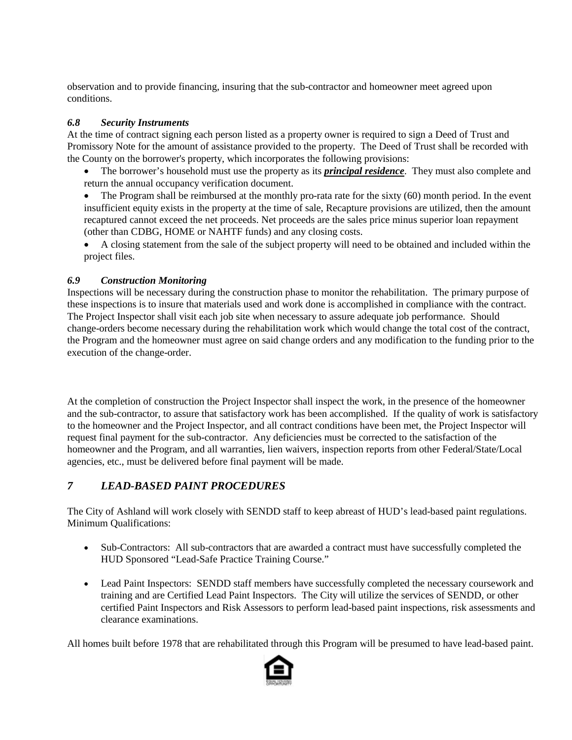observation and to provide financing, insuring that the sub-contractor and homeowner meet agreed upon conditions.

### *6.8 Security Instruments*

At the time of contract signing each person listed as a property owner is required to sign a Deed of Trust and Promissory Note for the amount of assistance provided to the property. The Deed of Trust shall be recorded with the County on the borrower's property, which incorporates the following provisions:

- The borrower's household must use the property as its ***principal residence***. They must also complete and return the annual occupancy verification document.
- The Program shall be reimbursed at the monthly pro-rata rate for the sixty (60) month period. In the event insufficient equity exists in the property at the time of sale, Recapture provisions are utilized, then the amount recaptured cannot exceed the net proceeds. Net proceeds are the sales price minus superior loan repayment (other than CDBG, HOME or NAHTF funds) and any closing costs.
- A closing statement from the sale of the subject property will need to be obtained and included within the project files.

### *6.9 Construction Monitoring*

Inspections will be necessary during the construction phase to monitor the rehabilitation. The primary purpose of these inspections is to insure that materials used and work done is accomplished in compliance with the contract. The Project Inspector shall visit each job site when necessary to assure adequate job performance. Should change-orders become necessary during the rehabilitation work which would change the total cost of the contract, the Program and the homeowner must agree on said change orders and any modification to the funding prior to the execution of the change-order.

At the completion of construction the Project Inspector shall inspect the work, in the presence of the homeowner and the sub-contractor, to assure that satisfactory work has been accomplished. If the quality of work is satisfactory to the homeowner and the Project Inspector, and all contract conditions have been met, the Project Inspector will request final payment for the sub-contractor. Any deficiencies must be corrected to the satisfaction of the homeowner and the Program, and all warranties, lien waivers, inspection reports from other Federal/State/Local agencies, etc., must be delivered before final payment will be made.

## *7 LEAD-BASED PAINT PROCEDURES*

The City of Ashland will work closely with SENDD staff to keep abreast of HUD's lead-based paint regulations. Minimum Qualifications:

- Sub-Contractors: All sub-contractors that are awarded a contract must have successfully completed the HUD Sponsored "Lead-Safe Practice Training Course."
- Lead Paint Inspectors: SENDD staff members have successfully completed the necessary coursework and training and are Certified Lead Paint Inspectors. The City will utilize the services of SENDD, or other certified Paint Inspectors and Risk Assessors to perform lead-based paint inspections, risk assessments and clearance examinations.

All homes built before 1978 that are rehabilitated through this Program will be presumed to have lead-based paint.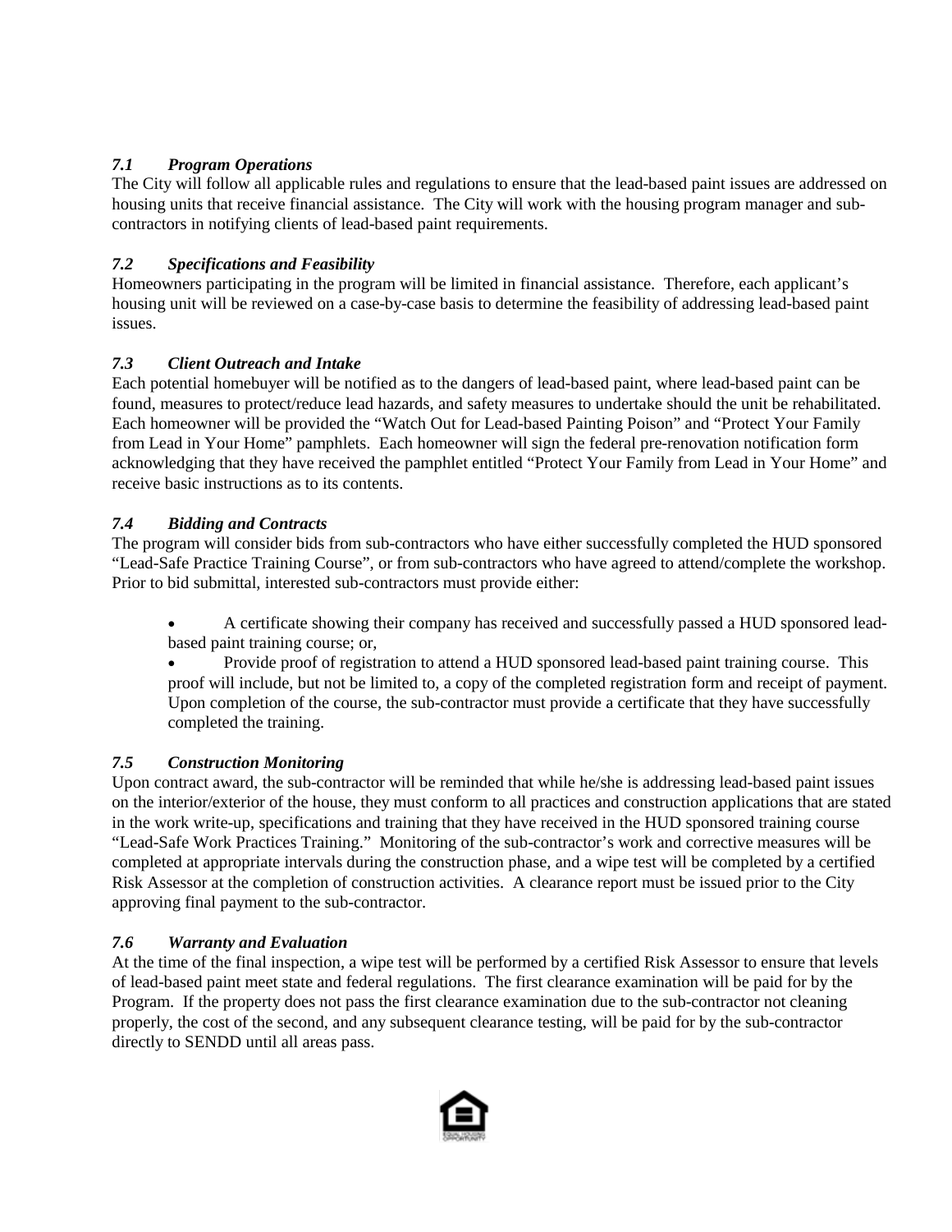### *7.1 Program Operations*

The City will follow all applicable rules and regulations to ensure that the lead-based paint issues are addressed on housing units that receive financial assistance. The City will work with the housing program manager and sub-contractors in notifying clients of lead-based paint requirements.

### *7.2 Specifications and Feasibility*

Homeowners participating in the program will be limited in financial assistance. Therefore, each applicant's housing unit will be reviewed on a case-by-case basis to determine the feasibility of addressing lead-based paint issues.

### *7.3 Client Outreach and Intake*

Each potential homebuyer will be notified as to the dangers of lead-based paint, where lead-based paint can be found, measures to protect/reduce lead hazards, and safety measures to undertake should the unit be rehabilitated. Each homeowner will be provided the "Watch Out for Lead-based Painting Poison" and "Protect Your Family from Lead in Your Home" pamphlets. Each homeowner will sign the federal pre-renovation notification form acknowledging that they have received the pamphlet entitled "Protect Your Family from Lead in Your Home" and receive basic instructions as to its contents.

### *7.4 Bidding and Contracts*

The program will consider bids from sub-contractors who have either successfully completed the HUD sponsored "Lead-Safe Practice Training Course", or from sub-contractors who have agreed to attend/complete the workshop. Prior to bid submittal, interested sub-contractors must provide either:

- A certificate showing their company has received and successfully passed a HUD sponsored lead-based paint training course; or,
- Provide proof of registration to attend a HUD sponsored lead-based paint training course. This proof will include, but not be limited to, a copy of the completed registration form and receipt of payment. Upon completion of the course, the sub-contractor must provide a certificate that they have successfully completed the training.

### *7.5 Construction Monitoring*

Upon contract award, the sub-contractor will be reminded that while he/she is addressing lead-based paint issues on the interior/exterior of the house, they must conform to all practices and construction applications that are stated in the work write-up, specifications and training that they have received in the HUD sponsored training course "Lead-Safe Work Practices Training." Monitoring of the sub-contractor's work and corrective measures will be completed at appropriate intervals during the construction phase, and a wipe test will be completed by a certified Risk Assessor at the completion of construction activities. A clearance report must be issued prior to the City approving final payment to the sub-contractor.

### *7.6 Warranty and Evaluation*

At the time of the final inspection, a wipe test will be performed by a certified Risk Assessor to ensure that levels of lead-based paint meet state and federal regulations. The first clearance examination will be paid for by the Program. If the property does not pass the first clearance examination due to the sub-contractor not cleaning properly, the cost of the second, and any subsequent clearance testing, will be paid for by the sub-contractor directly to SENDD until all areas pass.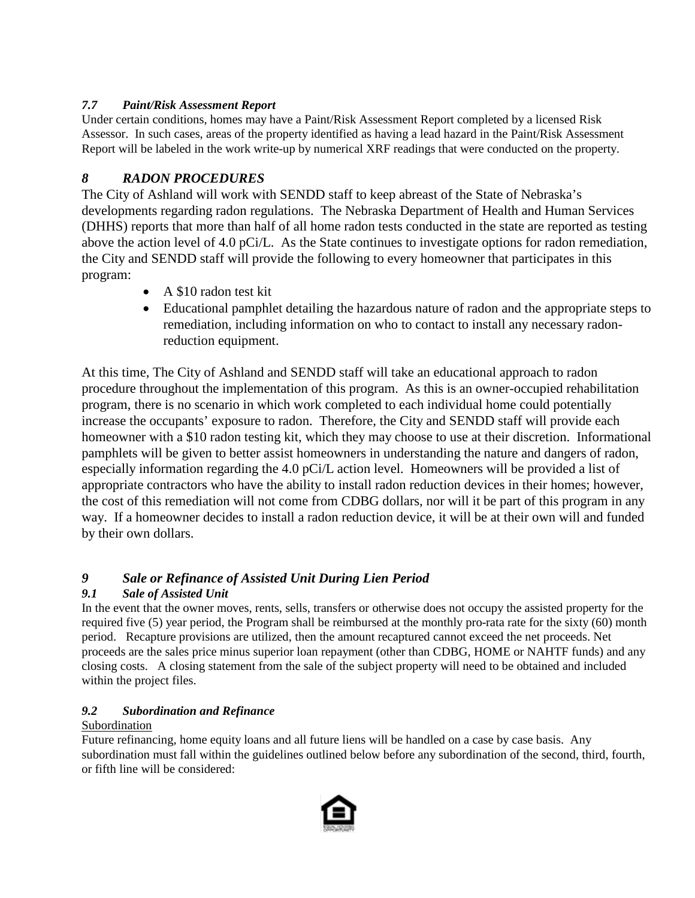### *7.7 Paint/Risk Assessment Report*

Under certain conditions, homes may have a Paint/Risk Assessment Report completed by a licensed Risk Assessor. In such cases, areas of the property identified as having a lead hazard in the Paint/Risk Assessment Report will be labeled in the work write-up by numerical XRF readings that were conducted on the property.

## *8 RADON PROCEDURES*

The City of Ashland will work with SENDD staff to keep abreast of the State of Nebraska's developments regarding radon regulations. The Nebraska Department of Health and Human Services (DHHS) reports that more than half of all home radon tests conducted in the state are reported as testing above the action level of 4.0 pCi/L. As the State continues to investigate options for radon remediation, the City and SENDD staff will provide the following to every homeowner that participates in this program:

- A $10 radon test kit
- Educational pamphlet detailing the hazardous nature of radon and the appropriate steps to remediation, including information on who to contact to install any necessary radon-reduction equipment.

At this time, The City of Ashland and SENDD staff will take an educational approach to radon procedure throughout the implementation of this program. As this is an owner-occupied rehabilitation program, there is no scenario in which work completed to each individual home could potentially increase the occupants' exposure to radon. Therefore, the City and SENDD staff will provide each homeowner with a $10 radon testing kit, which they may choose to use at their discretion. Informational pamphlets will be given to better assist homeowners in understanding the nature and dangers of radon, especially information regarding the 4.0 pCi/L action level. Homeowners will be provided a list of appropriate contractors who have the ability to install radon reduction devices in their homes; however, the cost of this remediation will not come from CDBG dollars, nor will it be part of this program in any way. If a homeowner decides to install a radon reduction device, it will be at their own will and funded by their own dollars.

## *9 Sale or Refinance of Assisted Unit During Lien Period*

### *9.1 Sale of Assisted Unit*

In the event that the owner moves, rents, sells, transfers or otherwise does not occupy the assisted property for the required five (5) year period, the Program shall be reimbursed at the monthly pro-rata rate for the sixty (60) month period. Recapture provisions are utilized, then the amount recaptured cannot exceed the net proceeds. Net proceeds are the sales price minus superior loan repayment (other than CDBG, HOME or NAHTF funds) and any closing costs. A closing statement from the sale of the subject property will need to be obtained and included within the project files.

### *9.2 Subordination and Refinance*

<u>Subordination</u>

Future refinancing, home equity loans and all future liens will be handled on a case by case basis. Any subordination must fall within the guidelines outlined below before any subordination of the second, third, fourth, or fifth line will be considered: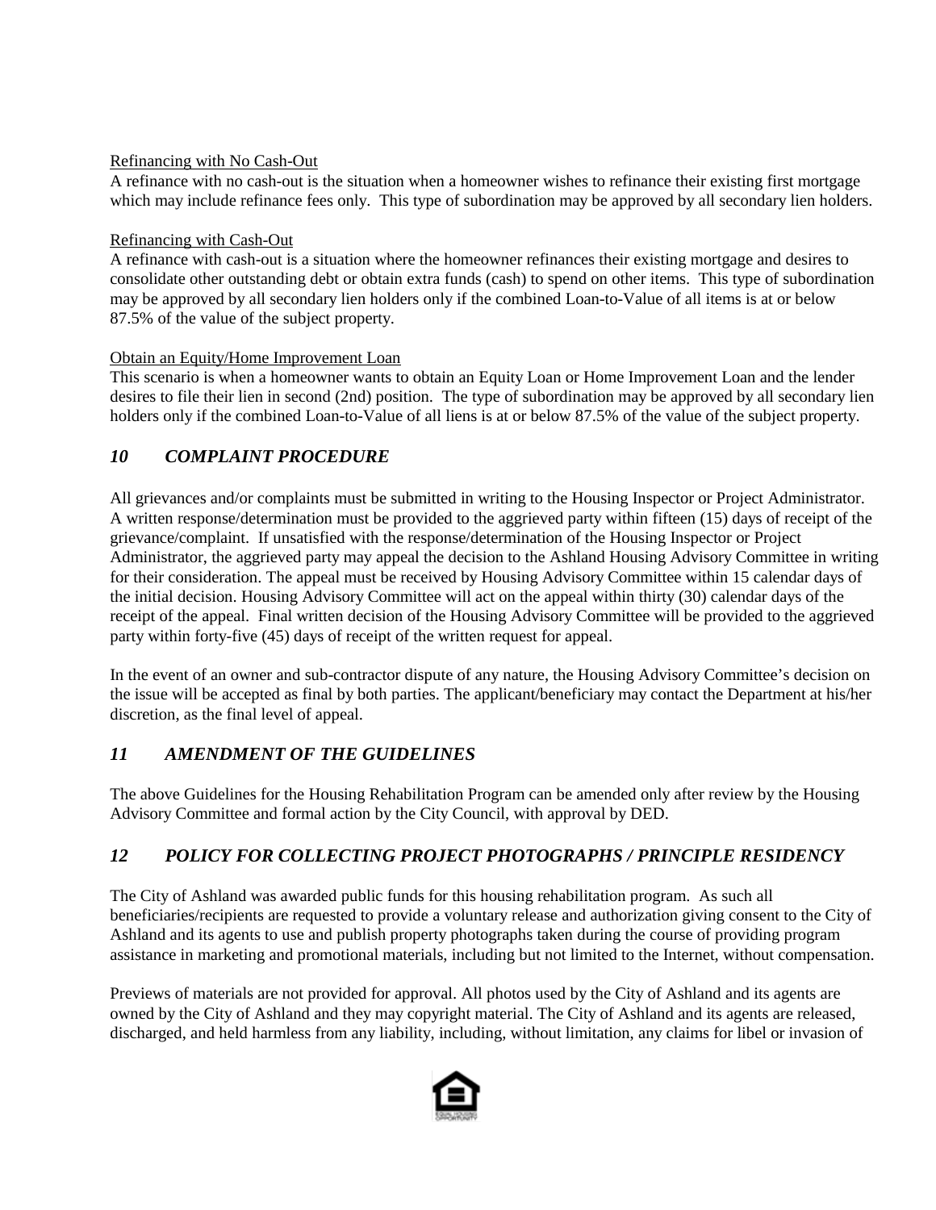Refinancing with No Cash-Out

A refinance with no cash-out is the situation when a homeowner wishes to refinance their existing first mortgage which may include refinance fees only. This type of subordination may be approved by all secondary lien holders.

Refinancing with Cash-Out

A refinance with cash-out is a situation where the homeowner refinances their existing mortgage and desires to consolidate other outstanding debt or obtain extra funds (cash) to spend on other items. This type of subordination may be approved by all secondary lien holders only if the combined Loan-to-Value of all items is at or below 87.5% of the value of the subject property.

Obtain an Equity/Home Improvement Loan

This scenario is when a homeowner wants to obtain an Equity Loan or Home Improvement Loan and the lender desires to file their lien in second (2nd) position. The type of subordination may be approved by all secondary lien holders only if the combined Loan-to-Value of all liens is at or below 87.5% of the value of the subject property.

## *10 COMPLAINT PROCEDURE*

All grievances and/or complaints must be submitted in writing to the Housing Inspector or Project Administrator. A written response/determination must be provided to the aggrieved party within fifteen (15) days of receipt of the grievance/complaint. If unsatisfied with the response/determination of the Housing Inspector or Project Administrator, the aggrieved party may appeal the decision to the Ashland Housing Advisory Committee in writing for their consideration. The appeal must be received by Housing Advisory Committee within 15 calendar days of the initial decision. Housing Advisory Committee will act on the appeal within thirty (30) calendar days of the receipt of the appeal. Final written decision of the Housing Advisory Committee will be provided to the aggrieved party within forty-five (45) days of receipt of the written request for appeal.

In the event of an owner and sub-contractor dispute of any nature, the Housing Advisory Committee's decision on the issue will be accepted as final by both parties. The applicant/beneficiary may contact the Department at his/her discretion, as the final level of appeal.

## *11 AMENDMENT OF THE GUIDELINES*

The above Guidelines for the Housing Rehabilitation Program can be amended only after review by the Housing Advisory Committee and formal action by the City Council, with approval by DED.

## *12 POLICY FOR COLLECTING PROJECT PHOTOGRAPHS / PRINCIPLE RESIDENCY*

The City of Ashland was awarded public funds for this housing rehabilitation program. As such all beneficiaries/recipients are requested to provide a voluntary release and authorization giving consent to the City of Ashland and its agents to use and publish property photographs taken during the course of providing program assistance in marketing and promotional materials, including but not limited to the Internet, without compensation.

Previews of materials are not provided for approval. All photos used by the City of Ashland and its agents are owned by the City of Ashland and they may copyright material. The City of Ashland and its agents are released, discharged, and held harmless from any liability, including, without limitation, any claims for libel or invasion of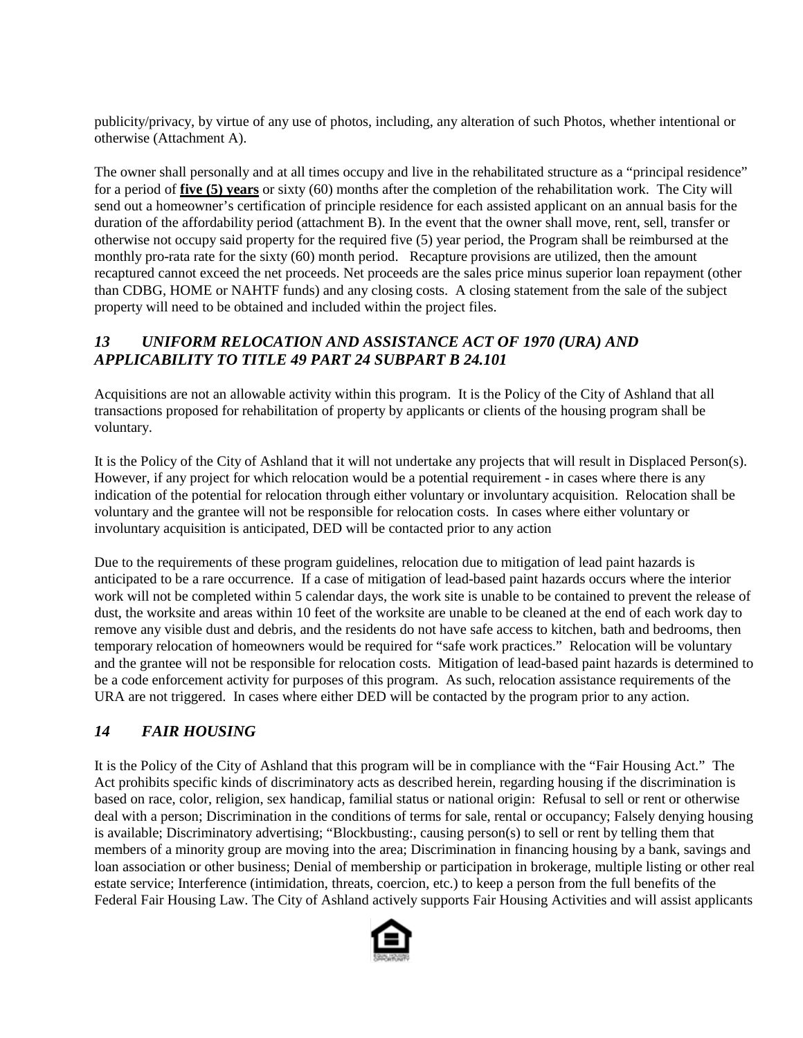publicity/privacy, by virtue of any use of photos, including, any alteration of such Photos, whether intentional or otherwise (Attachment A).

The owner shall personally and at all times occupy and live in the rehabilitated structure as a "principal residence" for a period of **five (5) years** or sixty (60) months after the completion of the rehabilitation work. The City will send out a homeowner's certification of principle residence for each assisted applicant on an annual basis for the duration of the affordability period (attachment B). In the event that the owner shall move, rent, sell, transfer or otherwise not occupy said property for the required five (5) year period, the Program shall be reimbursed at the monthly pro-rata rate for the sixty (60) month period. Recapture provisions are utilized, then the amount recaptured cannot exceed the net proceeds. Net proceeds are the sales price minus superior loan repayment (other than CDBG, HOME or NAHTF funds) and any closing costs. A closing statement from the sale of the subject property will need to be obtained and included within the project files.

## *13 UNIFORM RELOCATION AND ASSISTANCE ACT OF 1970 (URA) AND APPLICABILITY TO TITLE 49 PART 24 SUBPART B 24.101*

Acquisitions are not an allowable activity within this program. It is the Policy of the City of Ashland that all transactions proposed for rehabilitation of property by applicants or clients of the housing program shall be voluntary.

It is the Policy of the City of Ashland that it will not undertake any projects that will result in Displaced Person(s). However, if any project for which relocation would be a potential requirement - in cases where there is any indication of the potential for relocation through either voluntary or involuntary acquisition. Relocation shall be voluntary and the grantee will not be responsible for relocation costs. In cases where either voluntary or involuntary acquisition is anticipated, DED will be contacted prior to any action

Due to the requirements of these program guidelines, relocation due to mitigation of lead paint hazards is anticipated to be a rare occurrence. If a case of mitigation of lead-based paint hazards occurs where the interior work will not be completed within 5 calendar days, the work site is unable to be contained to prevent the release of dust, the worksite and areas within 10 feet of the worksite are unable to be cleaned at the end of each work day to remove any visible dust and debris, and the residents do not have safe access to kitchen, bath and bedrooms, then temporary relocation of homeowners would be required for "safe work practices." Relocation will be voluntary and the grantee will not be responsible for relocation costs. Mitigation of lead-based paint hazards is determined to be a code enforcement activity for purposes of this program. As such, relocation assistance requirements of the URA are not triggered. In cases where either DED will be contacted by the program prior to any action.

## *14 FAIR HOUSING*

It is the Policy of the City of Ashland that this program will be in compliance with the "Fair Housing Act." The Act prohibits specific kinds of discriminatory acts as described herein, regarding housing if the discrimination is based on race, color, religion, sex handicap, familial status or national origin: Refusal to sell or rent or otherwise deal with a person; Discrimination in the conditions of terms for sale, rental or occupancy; Falsely denying housing is available; Discriminatory advertising; "Blockbusting:, causing person(s) to sell or rent by telling them that members of a minority group are moving into the area; Discrimination in financing housing by a bank, savings and loan association or other business; Denial of membership or participation in brokerage, multiple listing or other real estate service; Interference (intimidation, threats, coercion, etc.) to keep a person from the full benefits of the Federal Fair Housing Law. The City of Ashland actively supports Fair Housing Activities and will assist applicants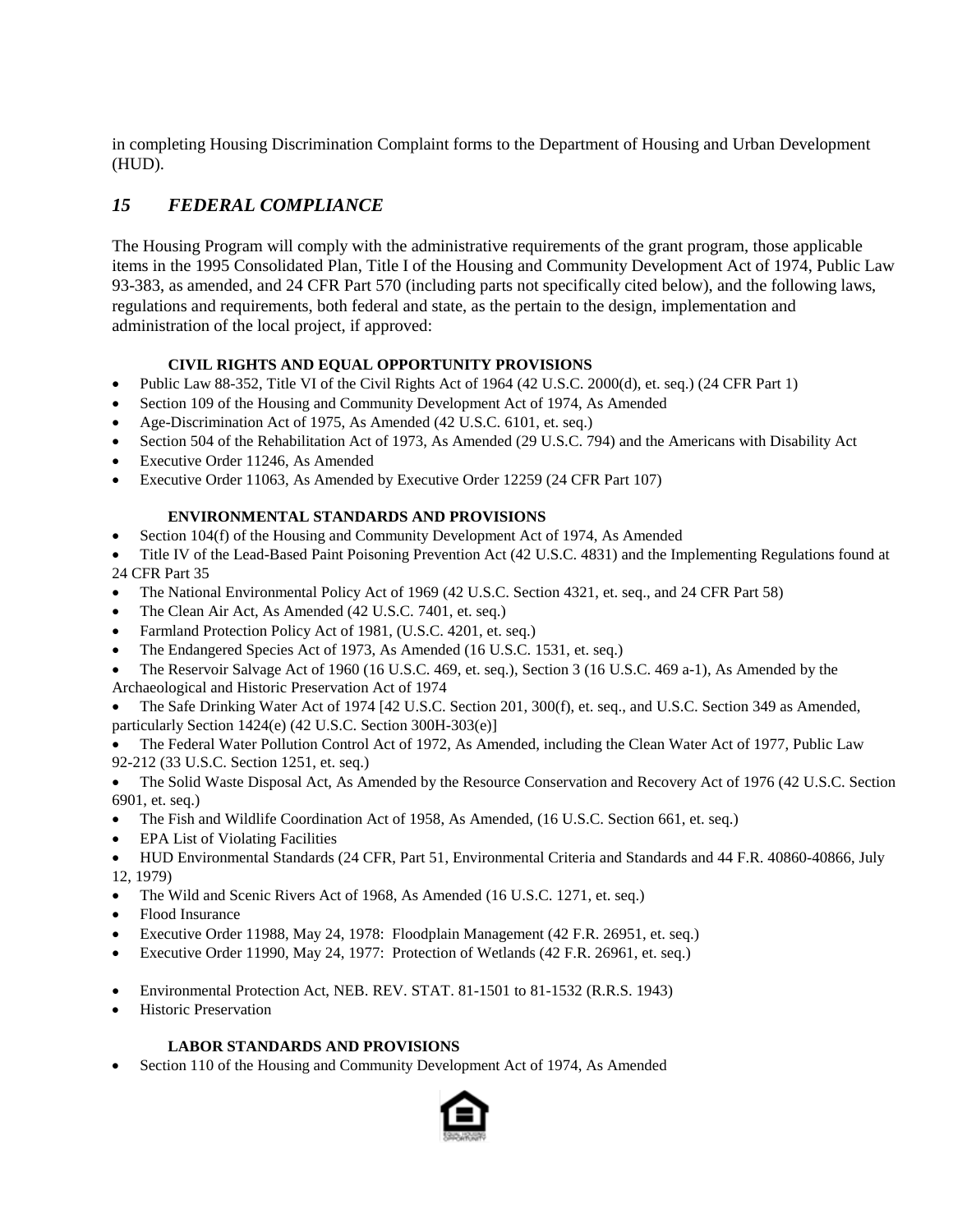in completing Housing Discrimination Complaint forms to the Department of Housing and Urban Development (HUD).

## *15 FEDERAL COMPLIANCE*

The Housing Program will comply with the administrative requirements of the grant program, those applicable items in the 1995 Consolidated Plan, Title I of the Housing and Community Development Act of 1974, Public Law 93-383, as amended, and 24 CFR Part 570 (including parts not specifically cited below), and the following laws, regulations and requirements, both federal and state, as the pertain to the design, implementation and administration of the local project, if approved:

**CIVIL RIGHTS AND EQUAL OPPORTUNITY PROVISIONS**

- Public Law 88-352, Title VI of the Civil Rights Act of 1964 (42 U.S.C. 2000(d), et. seq.) (24 CFR Part 1)
- Section 109 of the Housing and Community Development Act of 1974, As Amended
- Age-Discrimination Act of 1975, As Amended (42 U.S.C. 6101, et. seq.)
- Section 504 of the Rehabilitation Act of 1973, As Amended (29 U.S.C. 794) and the Americans with Disability Act
- Executive Order 11246, As Amended
- Executive Order 11063, As Amended by Executive Order 12259 (24 CFR Part 107)

**ENVIRONMENTAL STANDARDS AND PROVISIONS**

- Section 104(f) of the Housing and Community Development Act of 1974, As Amended
- Title IV of the Lead-Based Paint Poisoning Prevention Act (42 U.S.C. 4831) and the Implementing Regulations found at 24 CFR Part 35
- The National Environmental Policy Act of 1969 (42 U.S.C. Section 4321, et. seq., and 24 CFR Part 58)
- The Clean Air Act, As Amended (42 U.S.C. 7401, et. seq.)
- Farmland Protection Policy Act of 1981, (U.S.C. 4201, et. seq.)
- The Endangered Species Act of 1973, As Amended (16 U.S.C. 1531, et. seq.)
- The Reservoir Salvage Act of 1960 (16 U.S.C. 469, et. seq.), Section 3 (16 U.S.C. 469 a-1), As Amended by the Archaeological and Historic Preservation Act of 1974
- The Safe Drinking Water Act of 1974 [42 U.S.C. Section 201, 300(f), et. seq., and U.S.C. Section 349 as Amended, particularly Section 1424(e) (42 U.S.C. Section 300H-303(e)]
- The Federal Water Pollution Control Act of 1972, As Amended, including the Clean Water Act of 1977, Public Law 92-212 (33 U.S.C. Section 1251, et. seq.)
- The Solid Waste Disposal Act, As Amended by the Resource Conservation and Recovery Act of 1976 (42 U.S.C. Section 6901, et. seq.)
- The Fish and Wildlife Coordination Act of 1958, As Amended, (16 U.S.C. Section 661, et. seq.)
- EPA List of Violating Facilities
- HUD Environmental Standards (24 CFR, Part 51, Environmental Criteria and Standards and 44 F.R. 40860-40866, July 12, 1979)
- The Wild and Scenic Rivers Act of 1968, As Amended (16 U.S.C. 1271, et. seq.)
- Flood Insurance
- Executive Order 11988, May 24, 1978: Floodplain Management (42 F.R. 26951, et. seq.)
- Executive Order 11990, May 24, 1977: Protection of Wetlands (42 F.R. 26961, et. seq.)
- Environmental Protection Act, NEB. REV. STAT. 81-1501 to 81-1532 (R.R.S. 1943)
- Historic Preservation

**LABOR STANDARDS AND PROVISIONS**

- Section 110 of the Housing and Community Development Act of 1974, As Amended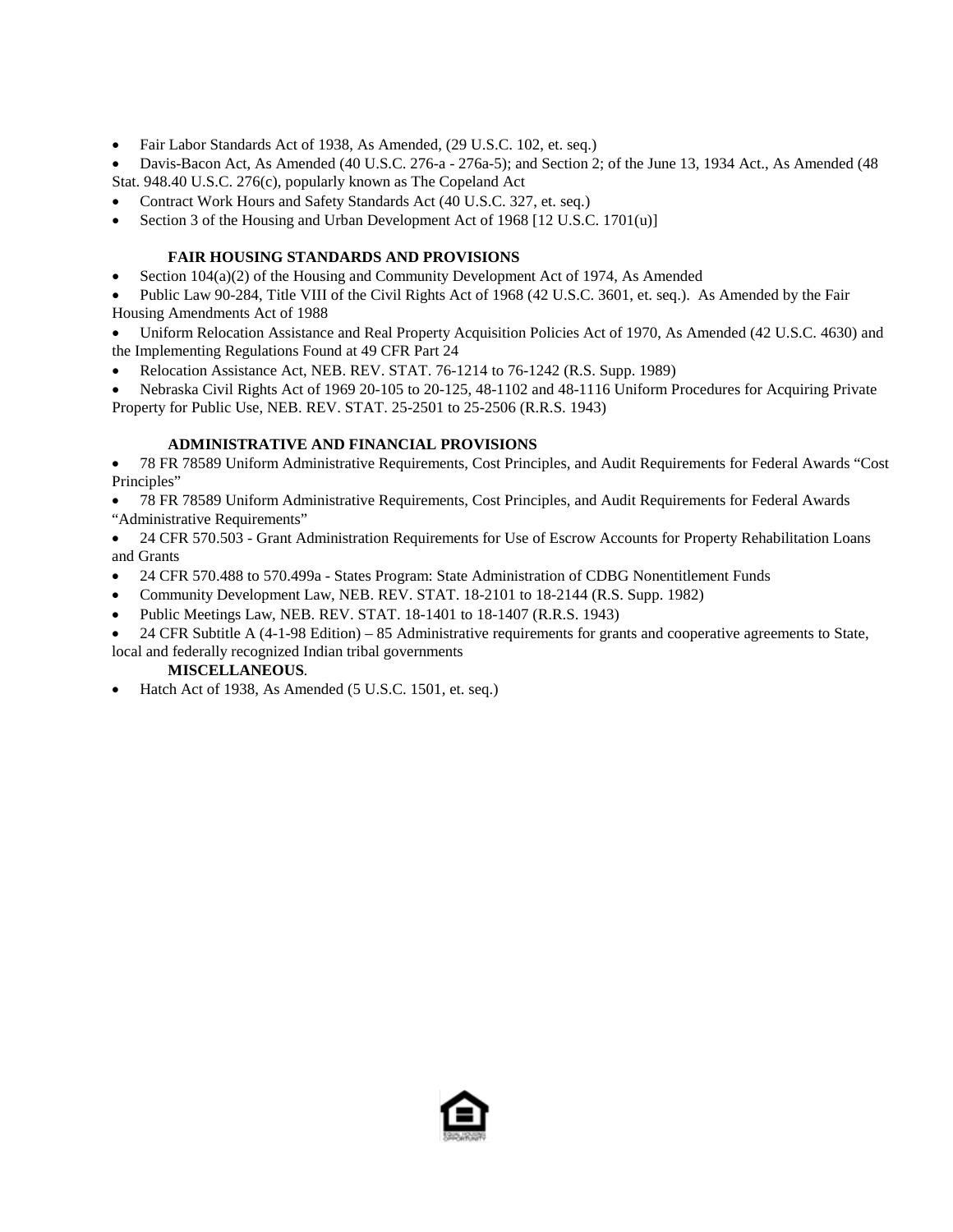- Fair Labor Standards Act of 1938, As Amended, (29 U.S.C. 102, et. seq.)
- Davis-Bacon Act, As Amended (40 U.S.C. 276-a - 276a-5); and Section 2; of the June 13, 1934 Act., As Amended (48 Stat. 948.40 U.S.C. 276(c), popularly known as The Copeland Act
- Contract Work Hours and Safety Standards Act (40 U.S.C. 327, et. seq.)
- Section 3 of the Housing and Urban Development Act of 1968 [12 U.S.C. 1701(u)]

**FAIR HOUSING STANDARDS AND PROVISIONS**

- Section 104(a)(2) of the Housing and Community Development Act of 1974, As Amended
- Public Law 90-284, Title VIII of the Civil Rights Act of 1968 (42 U.S.C. 3601, et. seq.). As Amended by the Fair Housing Amendments Act of 1988
- Uniform Relocation Assistance and Real Property Acquisition Policies Act of 1970, As Amended (42 U.S.C. 4630) and the Implementing Regulations Found at 49 CFR Part 24
- Relocation Assistance Act, NEB. REV. STAT. 76-1214 to 76-1242 (R.S. Supp. 1989)
- Nebraska Civil Rights Act of 1969 20-105 to 20-125, 48-1102 and 48-1116 Uniform Procedures for Acquiring Private Property for Public Use, NEB. REV. STAT. 25-2501 to 25-2506 (R.R.S. 1943)

**ADMINISTRATIVE AND FINANCIAL PROVISIONS**

- 78 FR 78589 Uniform Administrative Requirements, Cost Principles, and Audit Requirements for Federal Awards "Cost Principles"
- 78 FR 78589 Uniform Administrative Requirements, Cost Principles, and Audit Requirements for Federal Awards "Administrative Requirements"
- 24 CFR 570.503 - Grant Administration Requirements for Use of Escrow Accounts for Property Rehabilitation Loans and Grants
- 24 CFR 570.488 to 570.499a - States Program: State Administration of CDBG Nonentitlement Funds
- Community Development Law, NEB. REV. STAT. 18-2101 to 18-2144 (R.S. Supp. 1982)
- Public Meetings Law, NEB. REV. STAT. 18-1401 to 18-1407 (R.R.S. 1943)
- 24 CFR Subtitle A (4-1-98 Edition) – 85 Administrative requirements for grants and cooperative agreements to State, local and federally recognized Indian tribal governments

**MISCELLANEOUS**.

- Hatch Act of 1938, As Amended (5 U.S.C. 1501, et. seq.)